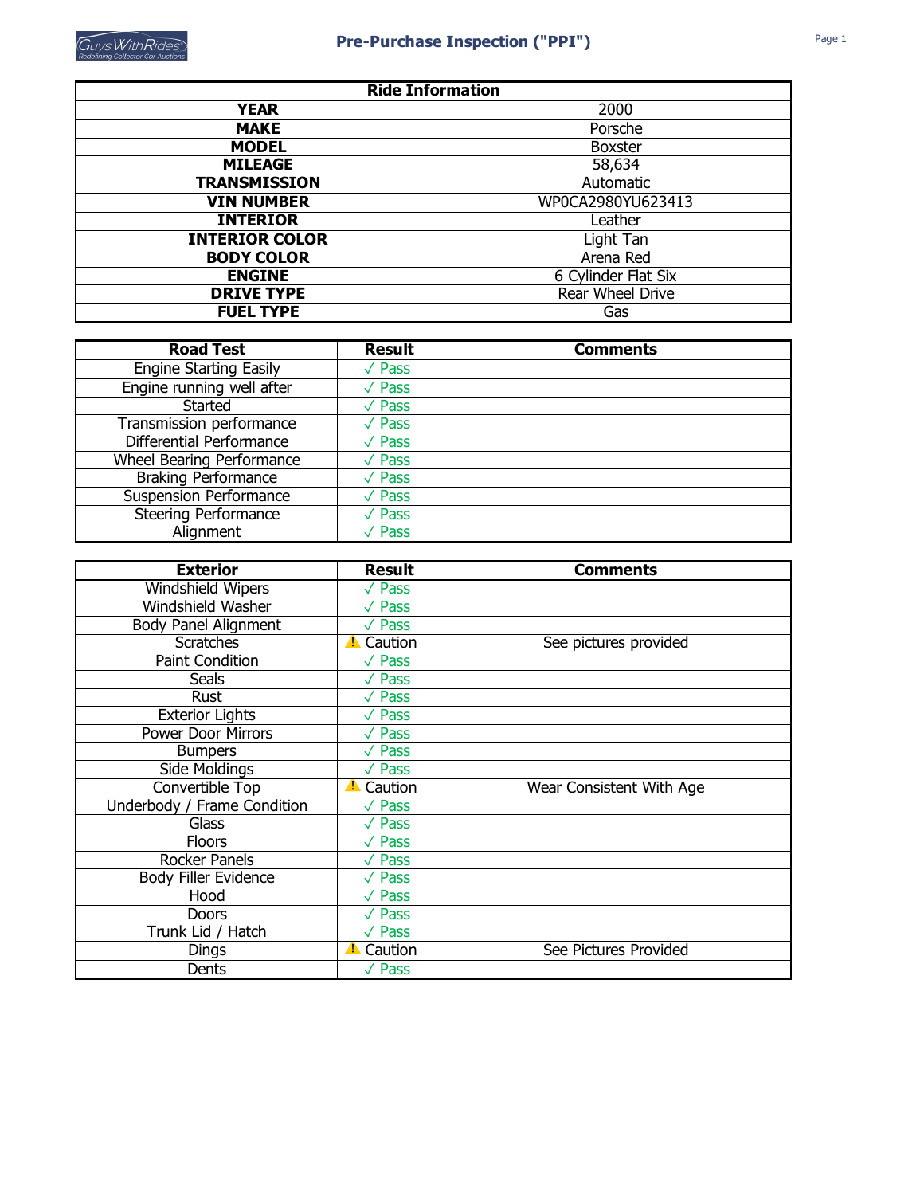# Pre-Purchase Inspection ("PPI")

| Ride Information | |
|---|---|
| **YEAR** | 2000 |
| **MAKE** | Porsche |
| **MODEL** | Boxster |
| **MILEAGE** | 58,634 |
| **TRANSMISSION** | Automatic |
| **VIN NUMBER** | WP0CA2980YU623413 |
| **INTERIOR** | Leather |
| **INTERIOR COLOR** | Light Tan |
| **BODY COLOR** | Arena Red |
| **ENGINE** | 6 Cylinder Flat Six |
| **DRIVE TYPE** | Rear Wheel Drive |
| **FUEL TYPE** | Gas |

| Road Test | Result | Comments |
|---|---|---|
| Engine Starting Easily | ✓ Pass | |
| Engine running well after Started | ✓ Pass | |
| Transmission performance | ✓ Pass | |
| Differential Performance | ✓ Pass | |
| Wheel Bearing Performance | ✓ Pass | |
| Braking Performance | ✓ Pass | |
| Suspension Performance | ✓ Pass | |
| Steering Performance | ✓ Pass | |
| Alignment | ✓ Pass | |

| Exterior | Result | Comments |
|---|---|---|
| Windshield Wipers | ✓ Pass | |
| Windshield Washer | ✓ Pass | |
| Body Panel Alignment | ✓ Pass | |
| Scratches | ⚠ Caution | See pictures provided |
| Paint Condition | ✓ Pass | |
| Seals | ✓ Pass | |
| Rust | ✓ Pass | |
| Exterior Lights | ✓ Pass | |
| Power Door Mirrors | ✓ Pass | |
| Bumpers | ✓ Pass | |
| Side Moldings | ✓ Pass | |
| Convertible Top | ⚠ Caution | Wear Consistent With Age |
| Underbody / Frame Condition | ✓ Pass | |
| Glass | ✓ Pass | |
| Floors | ✓ Pass | |
| Rocker Panels | ✓ Pass | |
| Body Filler Evidence | ✓ Pass | |
| Hood | ✓ Pass | |
| Doors | ✓ Pass | |
| Trunk Lid / Hatch | ✓ Pass | |
| Dings | ⚠ Caution | See Pictures Provided |
| Dents | ✓ Pass | |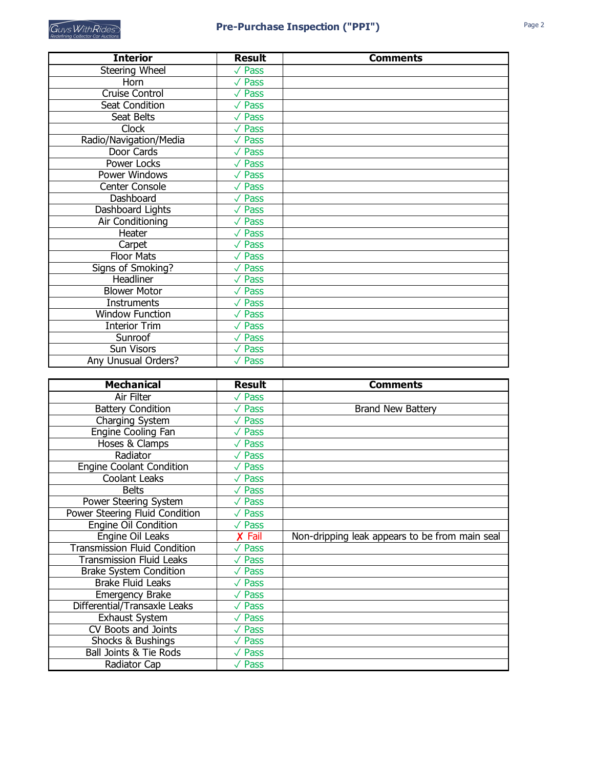# Pre-Purchase Inspection ("PPI")

| Interior | Result | Comments |
| --- | --- | --- |
| Steering Wheel | ✓ Pass | |
| Horn | ✓ Pass | |
| Cruise Control | ✓ Pass | |
| Seat Condition | ✓ Pass | |
| Seat Belts | ✓ Pass | |
| Clock | ✓ Pass | |
| Radio/Navigation/Media | ✓ Pass | |
| Door Cards | ✓ Pass | |
| Power Locks | ✓ Pass | |
| Power Windows | ✓ Pass | |
| Center Console | ✓ Pass | |
| Dashboard | ✓ Pass | |
| Dashboard Lights | ✓ Pass | |
| Air Conditioning | ✓ Pass | |
| Heater | ✓ Pass | |
| Carpet | ✓ Pass | |
| Floor Mats | ✓ Pass | |
| Signs of Smoking? | ✓ Pass | |
| Headliner | ✓ Pass | |
| Blower Motor | ✓ Pass | |
| Instruments | ✓ Pass | |
| Window Function | ✓ Pass | |
| Interior Trim | ✓ Pass | |
| Sunroof | ✓ Pass | |
| Sun Visors | ✓ Pass | |
| Any Unusual Orders? | ✓ Pass | |

| Mechanical | Result | Comments |
| --- | --- | --- |
| Air Filter | ✓ Pass | |
| Battery Condition | ✓ Pass | Brand New Battery |
| Charging System | ✓ Pass | |
| Engine Cooling Fan | ✓ Pass | |
| Hoses & Clamps | ✓ Pass | |
| Radiator | ✓ Pass | |
| Engine Coolant Condition | ✓ Pass | |
| Coolant Leaks | ✓ Pass | |
| Belts | ✓ Pass | |
| Power Steering System | ✓ Pass | |
| Power Steering Fluid Condition | ✓ Pass | |
| Engine Oil Condition | ✓ Pass | |
| Engine Oil Leaks | ✗ Fail | Non-dripping leak appears to be from main seal |
| Transmission Fluid Condition | ✓ Pass | |
| Transmission Fluid Leaks | ✓ Pass | |
| Brake System Condition | ✓ Pass | |
| Brake Fluid Leaks | ✓ Pass | |
| Emergency Brake | ✓ Pass | |
| Differential/Transaxle Leaks | ✓ Pass | |
| Exhaust System | ✓ Pass | |
| CV Boots and Joints | ✓ Pass | |
| Shocks & Bushings | ✓ Pass | |
| Ball Joints & Tie Rods | ✓ Pass | |
| Radiator Cap | ✓ Pass | |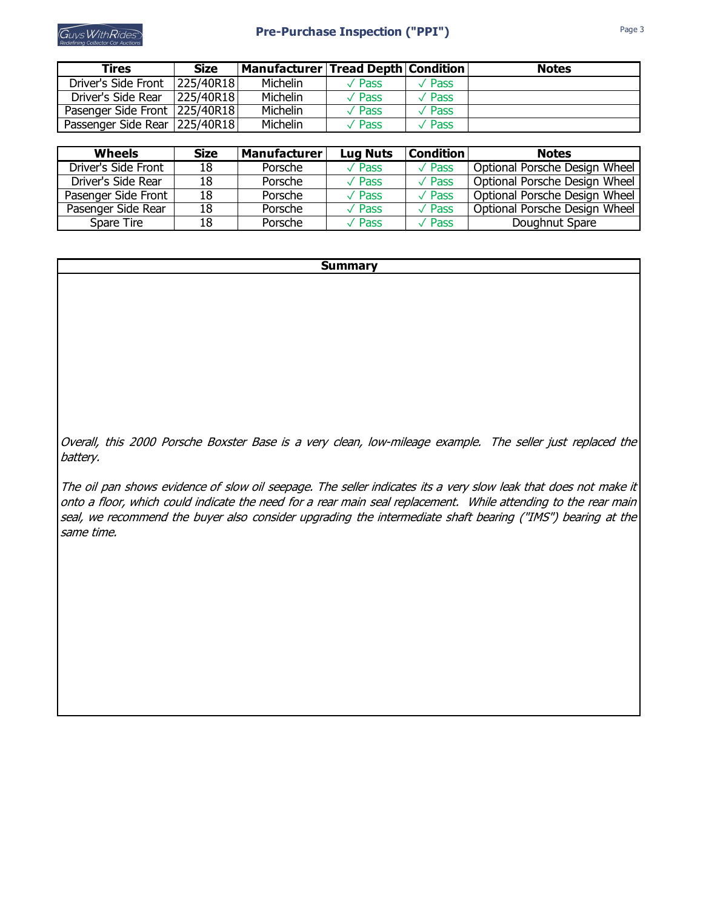| Tires | Size | Manufacturer | Tread Depth | Condition | Notes |
|---|---|---|---|---|---|
| Driver's Side Front | 225/40R18 | Michelin | ✓ Pass | ✓ Pass | |
| Driver's Side Rear | 225/40R18 | Michelin | ✓ Pass | ✓ Pass | |
| Pasenger Side Front | 225/40R18 | Michelin | ✓ Pass | ✓ Pass | |
| Passenger Side Rear | 225/40R18 | Michelin | ✓ Pass | ✓ Pass | |

| Wheels | Size | Manufacturer | Lug Nuts | Condition | Notes |
|---|---|---|---|---|---|
| Driver's Side Front | 18 | Porsche | ✓ Pass | ✓ Pass | Optional Porsche Design Wheel |
| Driver's Side Rear | 18 | Porsche | ✓ Pass | ✓ Pass | Optional Porsche Design Wheel |
| Pasenger Side Front | 18 | Porsche | ✓ Pass | ✓ Pass | Optional Porsche Design Wheel |
| Pasenger Side Rear | 18 | Porsche | ✓ Pass | ✓ Pass | Optional Porsche Design Wheel |
| Spare Tire | 18 | Porsche | ✓ Pass | ✓ Pass | Doughnut Spare |

**Summary**

*Overall, this 2000 Porsche Boxster Base is a very clean, low-mileage example. The seller just replaced the battery.*

*The oil pan shows evidence of slow oil seepage. The seller indicates its a very slow leak that does not make it onto a floor, which could indicate the need for a rear main seal replacement. While attending to the rear main seal, we recommend the buyer also consider upgrading the intermediate shaft bearing ("IMS") bearing at the same time.*